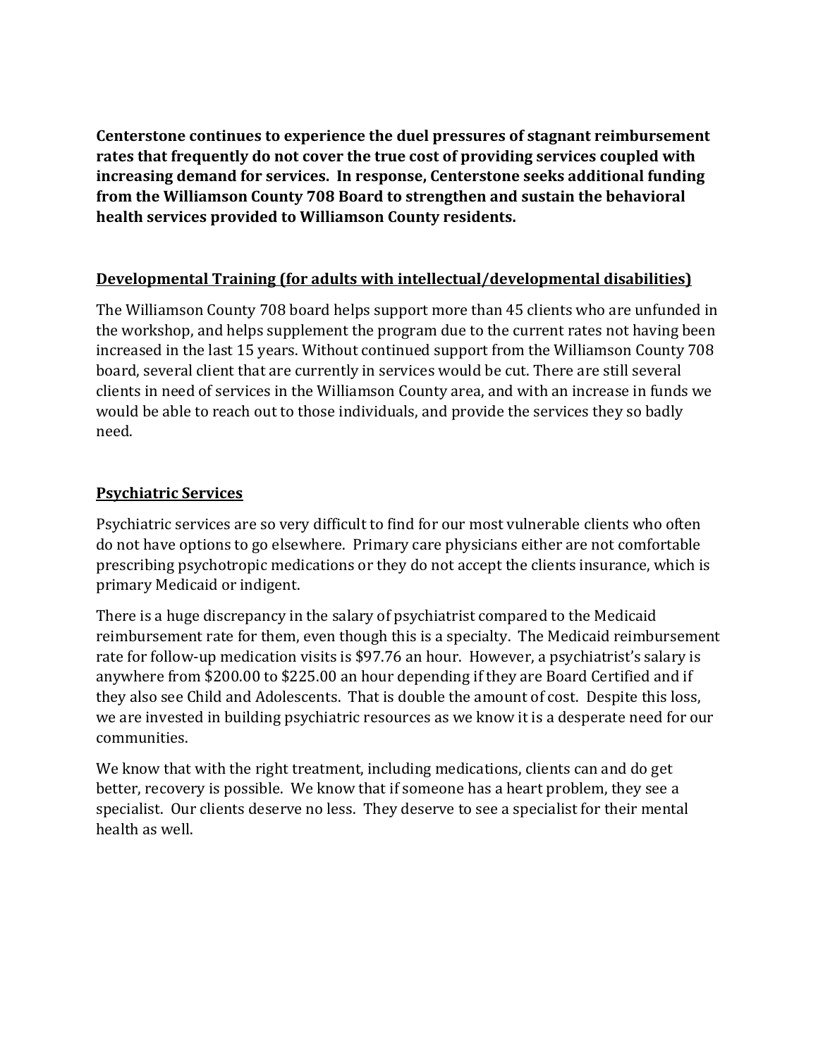**Centerstone continues to experience the duel pressures of stagnant reimbursement rates that frequently do not cover the true cost of providing services coupled with increasing demand for services. In response, Centerstone seeks additional funding from the Williamson County 708 Board to strengthen and sustain the behavioral health services provided to Williamson County residents.**

## Developmental Training (for adults with intellectual/developmental disabilities)

The Williamson County 708 board helps support more than 45 clients who are unfunded in the workshop, and helps supplement the program due to the current rates not having been increased in the last 15 years. Without continued support from the Williamson County 708 board, several client that are currently in services would be cut. There are still several clients in need of services in the Williamson County area, and with an increase in funds we would be able to reach out to those individuals, and provide the services they so badly need.

## Psychiatric Services

Psychiatric services are so very difficult to find for our most vulnerable clients who often do not have options to go elsewhere. Primary care physicians either are not comfortable prescribing psychotropic medications or they do not accept the clients insurance, which is primary Medicaid or indigent.

There is a huge discrepancy in the salary of psychiatrist compared to the Medicaid reimbursement rate for them, even though this is a specialty. The Medicaid reimbursement rate for follow-up medication visits is $97.76 an hour. However, a psychiatrist's salary is anywhere from $200.00 to $225.00 an hour depending if they are Board Certified and if they also see Child and Adolescents. That is double the amount of cost. Despite this loss, we are invested in building psychiatric resources as we know it is a desperate need for our communities.

We know that with the right treatment, including medications, clients can and do get better, recovery is possible. We know that if someone has a heart problem, they see a specialist. Our clients deserve no less. They deserve to see a specialist for their mental health as well.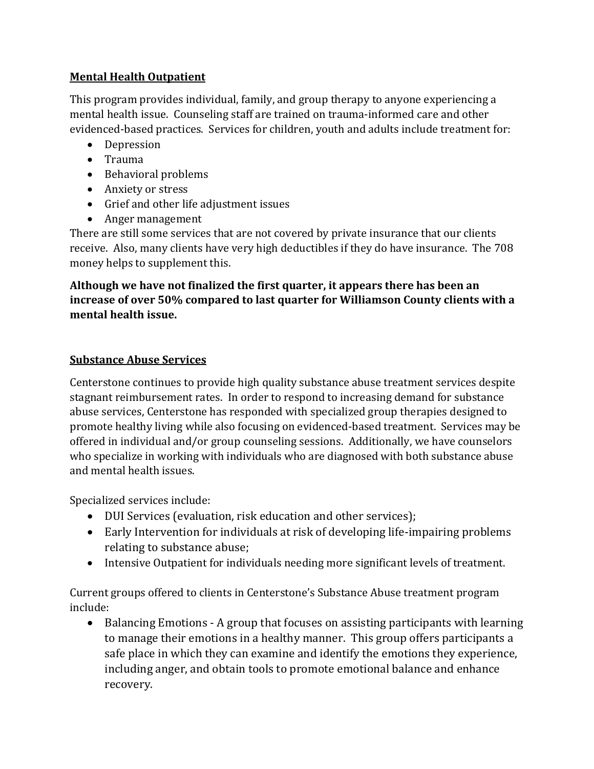**<u>Mental Health Outpatient</u>**

This program provides individual, family, and group therapy to anyone experiencing a mental health issue. Counseling staff are trained on trauma-informed care and other evidenced-based practices. Services for children, youth and adults include treatment for:

- Depression
- Trauma
- Behavioral problems
- Anxiety or stress
- Grief and other life adjustment issues
- Anger management

There are still some services that are not covered by private insurance that our clients receive. Also, many clients have very high deductibles if they do have insurance. The 708 money helps to supplement this.

**Although we have not finalized the first quarter, it appears there has been an increase of over 50% compared to last quarter for Williamson County clients with a mental health issue.**

**<u>Substance Abuse Services</u>**

Centerstone continues to provide high quality substance abuse treatment services despite stagnant reimbursement rates. In order to respond to increasing demand for substance abuse services, Centerstone has responded with specialized group therapies designed to promote healthy living while also focusing on evidenced-based treatment. Services may be offered in individual and/or group counseling sessions. Additionally, we have counselors who specialize in working with individuals who are diagnosed with both substance abuse and mental health issues.

Specialized services include:

- DUI Services (evaluation, risk education and other services);
- Early Intervention for individuals at risk of developing life-impairing problems relating to substance abuse;
- Intensive Outpatient for individuals needing more significant levels of treatment.

Current groups offered to clients in Centerstone's Substance Abuse treatment program include:

- Balancing Emotions - A group that focuses on assisting participants with learning to manage their emotions in a healthy manner. This group offers participants a safe place in which they can examine and identify the emotions they experience, including anger, and obtain tools to promote emotional balance and enhance recovery.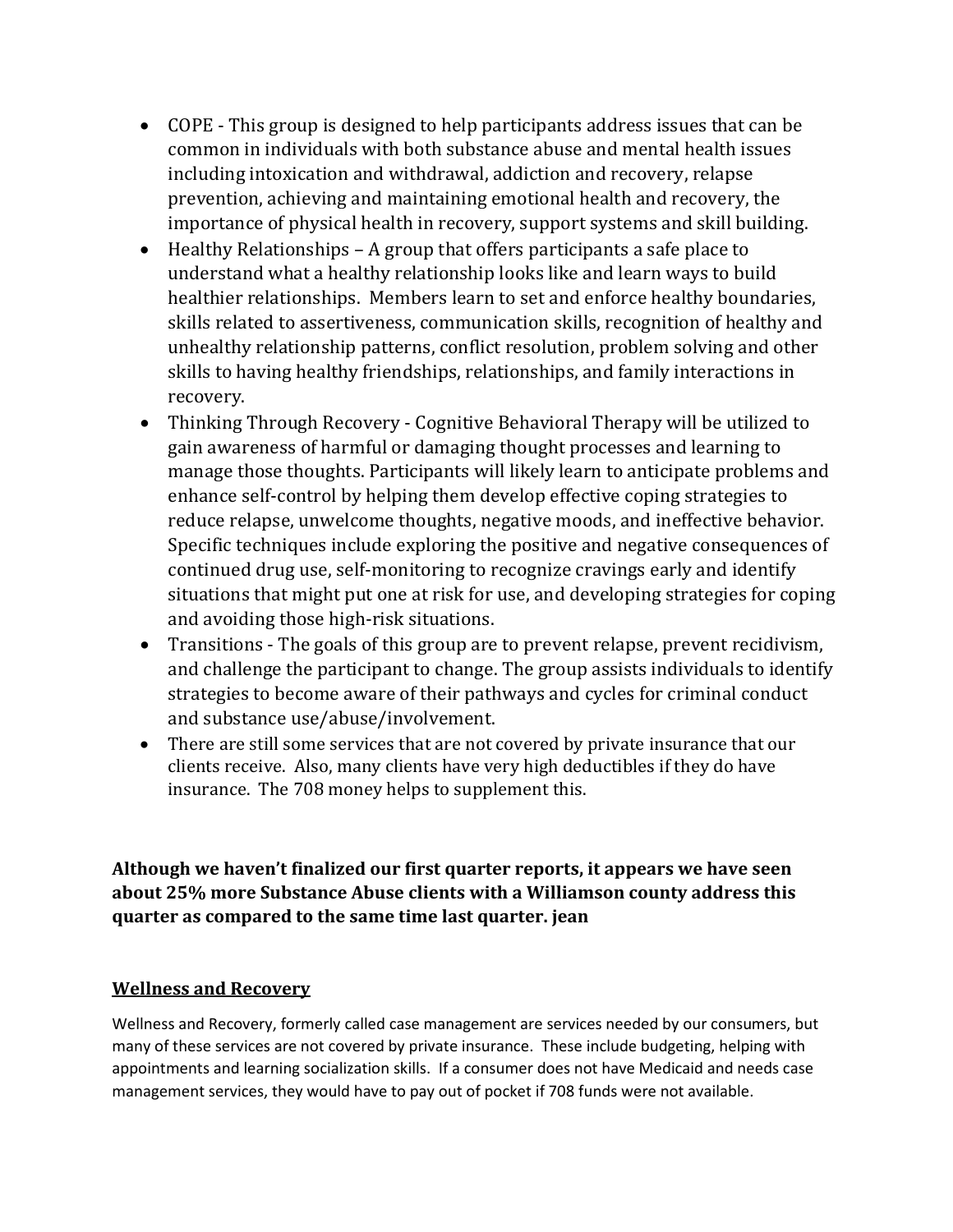- COPE - This group is designed to help participants address issues that can be common in individuals with both substance abuse and mental health issues including intoxication and withdrawal, addiction and recovery, relapse prevention, achieving and maintaining emotional health and recovery, the importance of physical health in recovery, support systems and skill building.
- Healthy Relationships – A group that offers participants a safe place to understand what a healthy relationship looks like and learn ways to build healthier relationships. Members learn to set and enforce healthy boundaries, skills related to assertiveness, communication skills, recognition of healthy and unhealthy relationship patterns, conflict resolution, problem solving and other skills to having healthy friendships, relationships, and family interactions in recovery.
- Thinking Through Recovery - Cognitive Behavioral Therapy will be utilized to gain awareness of harmful or damaging thought processes and learning to manage those thoughts. Participants will likely learn to anticipate problems and enhance self-control by helping them develop effective coping strategies to reduce relapse, unwelcome thoughts, negative moods, and ineffective behavior. Specific techniques include exploring the positive and negative consequences of continued drug use, self-monitoring to recognize cravings early and identify situations that might put one at risk for use, and developing strategies for coping and avoiding those high-risk situations.
- Transitions - The goals of this group are to prevent relapse, prevent recidivism, and challenge the participant to change. The group assists individuals to identify strategies to become aware of their pathways and cycles for criminal conduct and substance use/abuse/involvement.
- There are still some services that are not covered by private insurance that our clients receive. Also, many clients have very high deductibles if they do have insurance. The 708 money helps to supplement this.

**Although we haven't finalized our first quarter reports, it appears we have seen about 25% more Substance Abuse clients with a Williamson county address this quarter as compared to the same time last quarter. jean**

## Wellness and Recovery

Wellness and Recovery, formerly called case management are services needed by our consumers, but many of these services are not covered by private insurance. These include budgeting, helping with appointments and learning socialization skills. If a consumer does not have Medicaid and needs case management services, they would have to pay out of pocket if 708 funds were not available.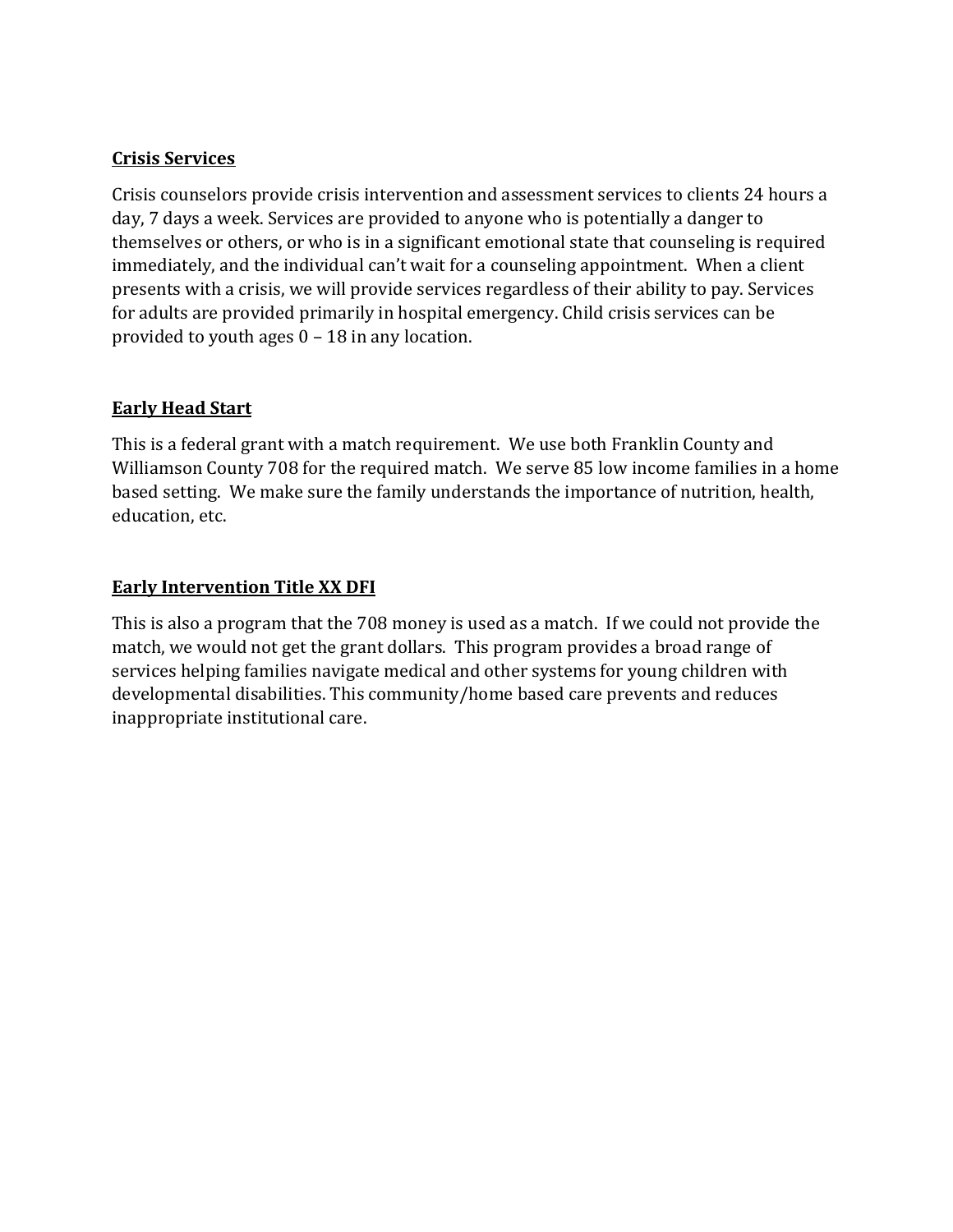**<u>Crisis Services</u>**

Crisis counselors provide crisis intervention and assessment services to clients 24 hours a day, 7 days a week. Services are provided to anyone who is potentially a danger to themselves or others, or who is in a significant emotional state that counseling is required immediately, and the individual can't wait for a counseling appointment. When a client presents with a crisis, we will provide services regardless of their ability to pay. Services for adults are provided primarily in hospital emergency. Child crisis services can be provided to youth ages 0 – 18 in any location.

**<u>Early Head Start</u>**

This is a federal grant with a match requirement. We use both Franklin County and Williamson County 708 for the required match. We serve 85 low income families in a home based setting. We make sure the family understands the importance of nutrition, health, education, etc.

**<u>Early Intervention Title XX DFI</u>**

This is also a program that the 708 money is used as a match. If we could not provide the match, we would not get the grant dollars. This program provides a broad range of services helping families navigate medical and other systems for young children with developmental disabilities. This community/home based care prevents and reduces inappropriate institutional care.